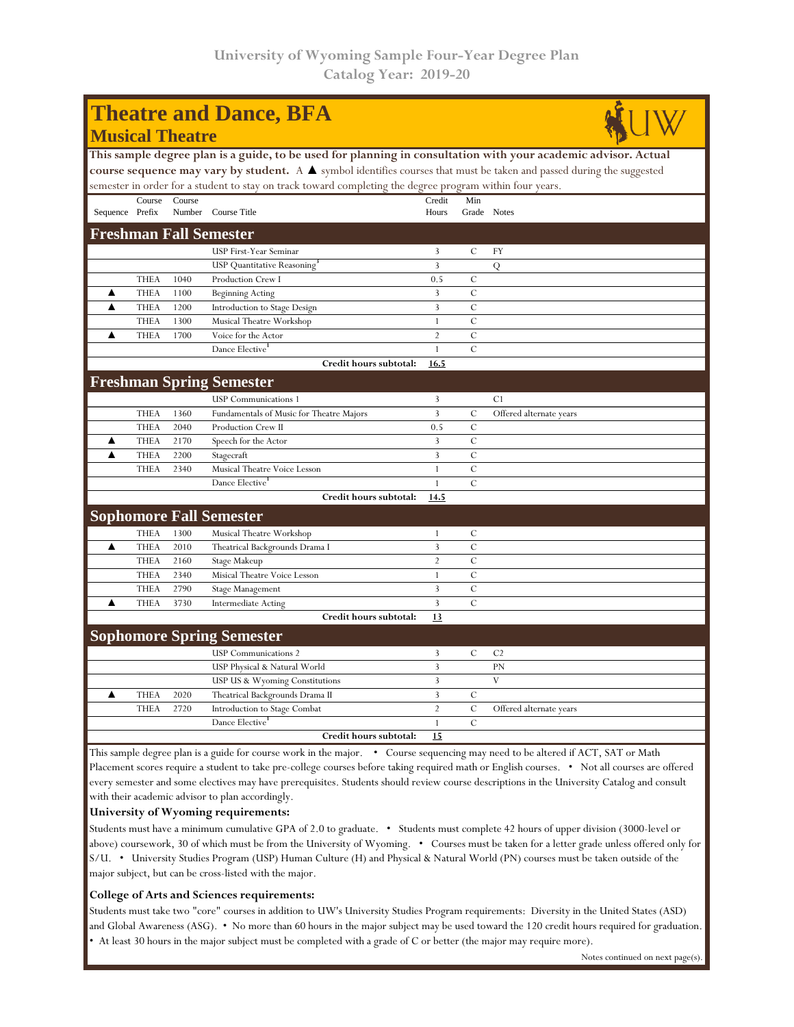University of Wyoming Sample Four-Year Degree Plan
Catalog Year: 2019-20

# Theatre and Dance, BFA
## Musical Theatre

**This sample degree plan is a guide, to be used for planning in consultation with your academic advisor. Actual course sequence may vary by student.** A ▲ symbol identifies courses that must be taken and passed during the suggested semester in order for a student to stay on track toward completing the degree program within four years.

| Sequence | Course Prefix | Course Number | Course Title | Credit Hours | Min Grade | Notes |
|---|---|---|---|---|---|---|
| **Freshman Fall Semester** | | | | | | |
| | | | USP First-Year Seminar | 3 | C | FY |
| | | | USP Quantitative Reasoning[3] | 3 | | Q |
| | THEA | 1040 | Production Crew I | 0.5 | C | |
| ▲ | THEA | 1100 | Beginning Acting | 3 | C | |
| ▲ | THEA | 1200 | Introduction to Stage Design | 3 | C | |
| | THEA | 1300 | Musical Theatre Workshop | 1 | C | |
| ▲ | THEA | 1700 | Voice for the Actor | 2 | C | |
| | | | Dance Elective[1] | 1 | C | |
| | | | **Credit hours subtotal:** | **16.5** | | |
| **Freshman Spring Semester** | | | | | | |
| | | | USP Communications 1 | 3 | | C1 |
| | THEA | 1360 | Fundamentals of Music for Theatre Majors | 3 | C | Offered alternate years |
| | THEA | 2040 | Production Crew II | 0.5 | C | |
| ▲ | THEA | 2170 | Speech for the Actor | 3 | C | |
| ▲ | THEA | 2200 | Stagecraft | 3 | C | |
| | THEA | 2340 | Musical Theatre Voice Lesson | 1 | C | |
| | | | Dance Elective[1] | 1 | C | |
| | | | **Credit hours subtotal:** | **14.5** | | |
| **Sophomore Fall Semester** | | | | | | |
| | THEA | 1300 | Musical Theatre Workshop | 1 | C | |
| ▲ | THEA | 2010 | Theatrical Backgrounds Drama I | 3 | C | |
| | THEA | 2160 | Stage Makeup | 2 | C | |
| | THEA | 2340 | Misical Theatre Voice Lesson | 1 | C | |
| | THEA | 2790 | Stage Management | 3 | C | |
| ▲ | THEA | 3730 | Intermediate Acting | 3 | C | |
| | | | **Credit hours subtotal:** | **13** | | |
| **Sophomore Spring Semester** | | | | | | |
| | | | USP Communications 2 | 3 | C | C2 |
| | | | USP Physical & Natural World | 3 | | PN |
| | | | USP US & Wyoming Constitutions | 3 | | V |
| ▲ | THEA | 2020 | Theatrical Backgrounds Drama II | 3 | C | |
| | THEA | 2720 | Introduction to Stage Combat | 2 | C | Offered alternate years |
| | | | Dance Elective[1] | 1 | C | |
| | | | **Credit hours subtotal:** | **15** | | |

This sample degree plan is a guide for course work in the major. • Course sequencing may need to be altered if ACT, SAT or Math Placement scores require a student to take pre-college courses before taking required math or English courses. • Not all courses are offered every semester and some electives may have prerequisites. Students should review course descriptions in the University Catalog and consult with their academic advisor to plan accordingly.

**University of Wyoming requirements:**

Students must have a minimum cumulative GPA of 2.0 to graduate. • Students must complete 42 hours of upper division (3000-level or above) coursework, 30 of which must be from the University of Wyoming. • Courses must be taken for a letter grade unless offered only for S/U. • University Studies Program (USP) Human Culture (H) and Physical & Natural World (PN) courses must be taken outside of the major subject, but can be cross-listed with the major.

**College of Arts and Sciences requirements:**

Students must take two "core" courses in addition to UW's University Studies Program requirements: Diversity in the United States (ASD) and Global Awareness (ASG). • No more than 60 hours in the major subject may be used toward the 120 credit hours required for graduation. • At least 30 hours in the major subject must be completed with a grade of C or better (the major may require more).

Notes continued on next page(s).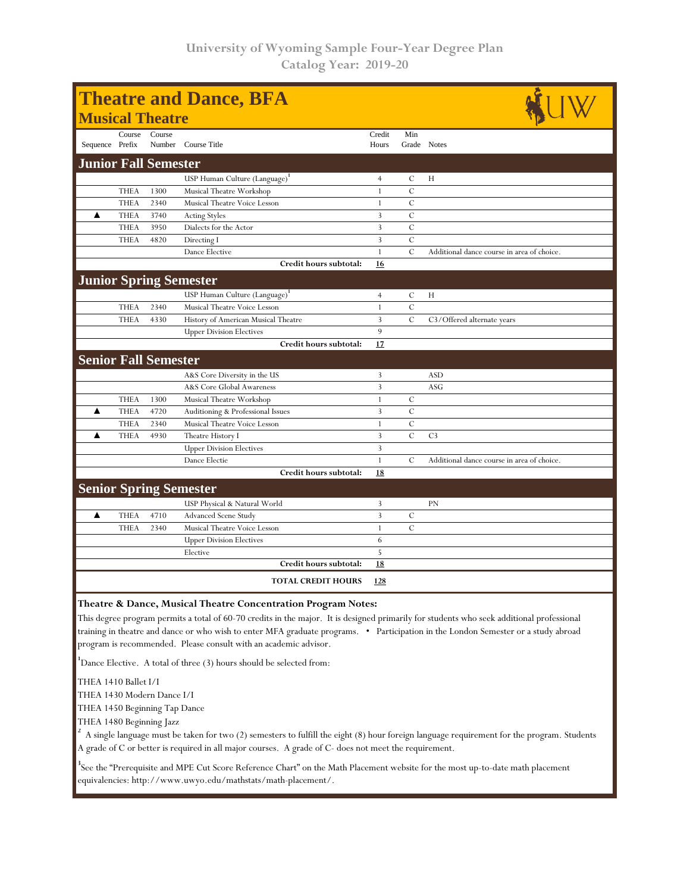# University of Wyoming Sample Four-Year Degree Plan
## Catalog Year: 2019-20

# Theatre and Dance, BFA
## Musical Theatre

| Sequence | Course Prefix | Course Number | Course Title | Credit Hours | Min Grade | Notes |
|---|---|---|---|---|---|---|
| **Junior Fall Semester** | | | | | | |
| | | | USP Human Culture (Language)[1] | 4 | C | H |
| | THEA | 1300 | Musical Theatre Workshop | 1 | C | |
| | THEA | 2340 | Musical Theatre Voice Lesson | 1 | C | |
| ▲ | THEA | 3740 | Acting Styles | 3 | C | |
| | THEA | 3950 | Dialects for the Actor | 3 | C | |
| | THEA | 4820 | Directing I | 3 | C | |
| | | | Dance Elective | 1 | C | Additional dance course in area of choice. |
| | | | **Credit hours subtotal:** | **16** | | |
| **Junior Spring Semester** | | | | | | |
| | | | USP Human Culture (Language)[1] | 4 | C | H |
| | THEA | 2340 | Musical Theatre Voice Lesson | 1 | C | |
| | THEA | 4330 | History of American Musical Theatre | 3 | C | C3/Offered alternate years |
| | | | Upper Division Electives | 9 | | |
| | | | **Credit hours subtotal:** | **17** | | |
| **Senior Fall Semester** | | | | | | |
| | | | A&S Core Diversity in the US | 3 | | ASD |
| | | | A&S Core Global Awareness | 3 | | ASG |
| | THEA | 1300 | Musical Theatre Workshop | 1 | C | |
| ▲ | THEA | 4720 | Auditioning & Professional Issues | 3 | C | |
| | THEA | 2340 | Musical Theatre Voice Lesson | 1 | C | |
| ▲ | THEA | 4930 | Theatre History I | 3 | C | C3 |
| | | | Upper Division Electives | 3 | | |
| | | | Dance Electie | 1 | C | Additional dance course in area of choice. |
| | | | **Credit hours subtotal:** | **18** | | |
| **Senior Spring Semester** | | | | | | |
| | | | USP Physical & Natural World | 3 | | PN |
| ▲ | THEA | 4710 | Advanced Scene Study | 3 | C | |
| | THEA | 2340 | Musical Theatre Voice Lesson | 1 | C | |
| | | | Upper Division Electives | 6 | | |
| | | | Elective | 5 | | |
| | | | **Credit hours subtotal:** | **18** | | |
| | | | **TOTAL CREDIT HOURS** | **128** | | |

### Theatre & Dance, Musical Theatre Concentration Program Notes:

This degree program permits a total of 60-70 credits in the major. It is designed primarily for students who seek additional professional training in theatre and dance or who wish to enter MFA graduate programs. • Participation in the London Semester or a study abroad program is recommended. Please consult with an academic advisor.

[1]Dance Elective. A total of three (3) hours should be selected from:

THEA 1410 Ballet I/I
THEA 1430 Modern Dance I/I
THEA 1450 Beginning Tap Dance
THEA 1480 Beginning Jazz

[2] A single language must be taken for two (2) semesters to fulfill the eight (8) hour foreign language requirement for the program. Students A grade of C or better is required in all major courses. A grade of C- does not meet the requirement.

[3]See the "Prerequisite and MPE Cut Score Reference Chart" on the Math Placement website for the most up-to-date math placement equivalencies: http://www.uwyo.edu/mathstats/math-placement/.